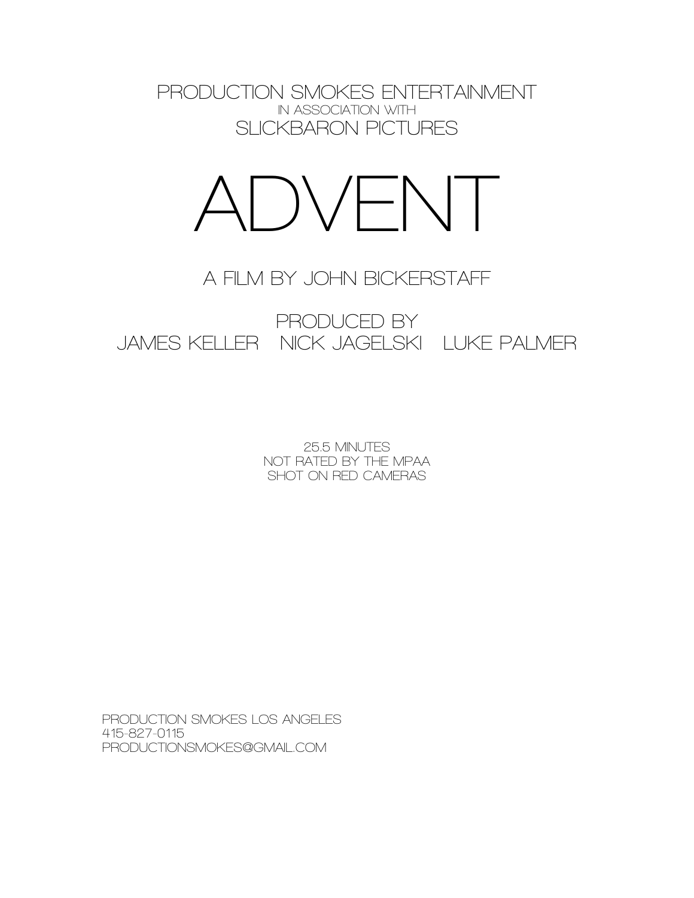PRODUCTION SMOKES ENTERTAINMENT
IN ASSOCIATION WITH
SLICKBARON PICTURES

# ADVENT

## A FILM BY JOHN BICKERSTAFF

PRODUCED BY
JAMES KELLER   NICK JAGELSKI   LUKE PALMER

25.5 MINUTES
NOT RATED BY THE MPAA
SHOT ON RED CAMERAS

PRODUCTION SMOKES LOS ANGELES
415-827-0115
PRODUCTIONSMOKES@GMAIL.COM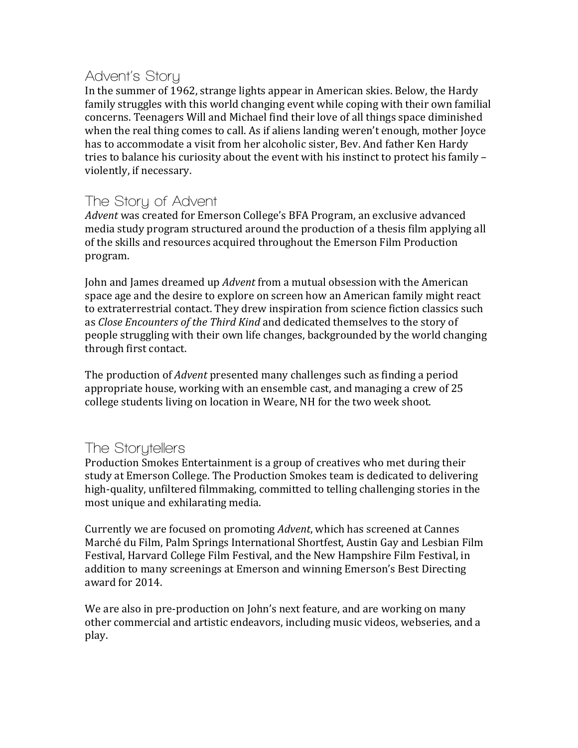## Advent's Story

In the summer of 1962, strange lights appear in American skies. Below, the Hardy family struggles with this world changing event while coping with their own familial concerns. Teenagers Will and Michael find their love of all things space diminished when the real thing comes to call. As if aliens landing weren't enough, mother Joyce has to accommodate a visit from her alcoholic sister, Bev. And father Ken Hardy tries to balance his curiosity about the event with his instinct to protect his family – violently, if necessary.

## The Story of Advent

*Advent* was created for Emerson College's BFA Program, an exclusive advanced media study program structured around the production of a thesis film applying all of the skills and resources acquired throughout the Emerson Film Production program.

John and James dreamed up *Advent* from a mutual obsession with the American space age and the desire to explore on screen how an American family might react to extraterrestrial contact. They drew inspiration from science fiction classics such as *Close Encounters of the Third Kind* and dedicated themselves to the story of people struggling with their own life changes, backgrounded by the world changing through first contact.

The production of *Advent* presented many challenges such as finding a period appropriate house, working with an ensemble cast, and managing a crew of 25 college students living on location in Weare, NH for the two week shoot.

## The Storytellers

Production Smokes Entertainment is a group of creatives who met during their study at Emerson College. The Production Smokes team is dedicated to delivering high-quality, unfiltered filmmaking, committed to telling challenging stories in the most unique and exhilarating media.

Currently we are focused on promoting *Advent*, which has screened at Cannes Marché du Film, Palm Springs International Shortfest, Austin Gay and Lesbian Film Festival, Harvard College Film Festival, and the New Hampshire Film Festival, in addition to many screenings at Emerson and winning Emerson's Best Directing award for 2014.

We are also in pre-production on John's next feature, and are working on many other commercial and artistic endeavors, including music videos, webseries, and a play.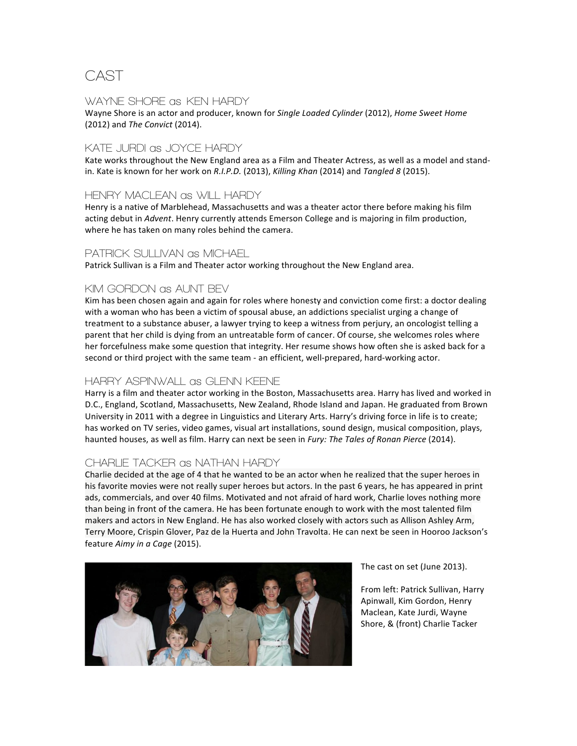# CAST

## WAYNE SHORE as KEN HARDY

Wayne Shore is an actor and producer, known for *Single Loaded Cylinder* (2012), *Home Sweet Home* (2012) and *The Convict* (2014).

## KATE JURDI as JOYCE HARDY

Kate works throughout the New England area as a Film and Theater Actress, as well as a model and stand-in. Kate is known for her work on *R.I.P.D.* (2013), *Killing Khan* (2014) and *Tangled 8* (2015).

## HENRY MACLEAN as WILL HARDY

Henry is a native of Marblehead, Massachusetts and was a theater actor there before making his film acting debut in *Advent*. Henry currently attends Emerson College and is majoring in film production, where he has taken on many roles behind the camera.

## PATRICK SULLIVAN as MICHAEL

Patrick Sullivan is a Film and Theater actor working throughout the New England area.

## KIM GORDON as AUNT BEV

Kim has been chosen again and again for roles where honesty and conviction come first: a doctor dealing with a woman who has been a victim of spousal abuse, an addictions specialist urging a change of treatment to a substance abuser, a lawyer trying to keep a witness from perjury, an oncologist telling a parent that her child is dying from an untreatable form of cancer. Of course, she welcomes roles where her forcefulness make some question that integrity. Her resume shows how often she is asked back for a second or third project with the same team - an efficient, well-prepared, hard-working actor.

## HARRY ASPINWALL as GLENN KEENE

Harry is a film and theater actor working in the Boston, Massachusetts area. Harry has lived and worked in D.C., England, Scotland, Massachusetts, New Zealand, Rhode Island and Japan. He graduated from Brown University in 2011 with a degree in Linguistics and Literary Arts. Harry's driving force in life is to create; has worked on TV series, video games, visual art installations, sound design, musical composition, plays, haunted houses, as well as film. Harry can next be seen in *Fury: The Tales of Ronan Pierce* (2014).

## CHARLIE TACKER as NATHAN HARDY

Charlie decided at the age of 4 that he wanted to be an actor when he realized that the super heroes in his favorite movies were not really super heroes but actors. In the past 6 years, he has appeared in print ads, commercials, and over 40 films. Motivated and not afraid of hard work, Charlie loves nothing more than being in front of the camera. He has been fortunate enough to work with the most talented film makers and actors in New England. He has also worked closely with actors such as Allison Ashley Arm, Terry Moore, Crispin Glover, Paz de la Huerta and John Travolta. He can next be seen in Hooroo Jackson's feature *Aimy in a Cage* (2015).

The cast on set (June 2013).

From left: Patrick Sullivan, Harry Apinwall, Kim Gordon, Henry Maclean, Kate Jurdi, Wayne Shore, & (front) Charlie Tacker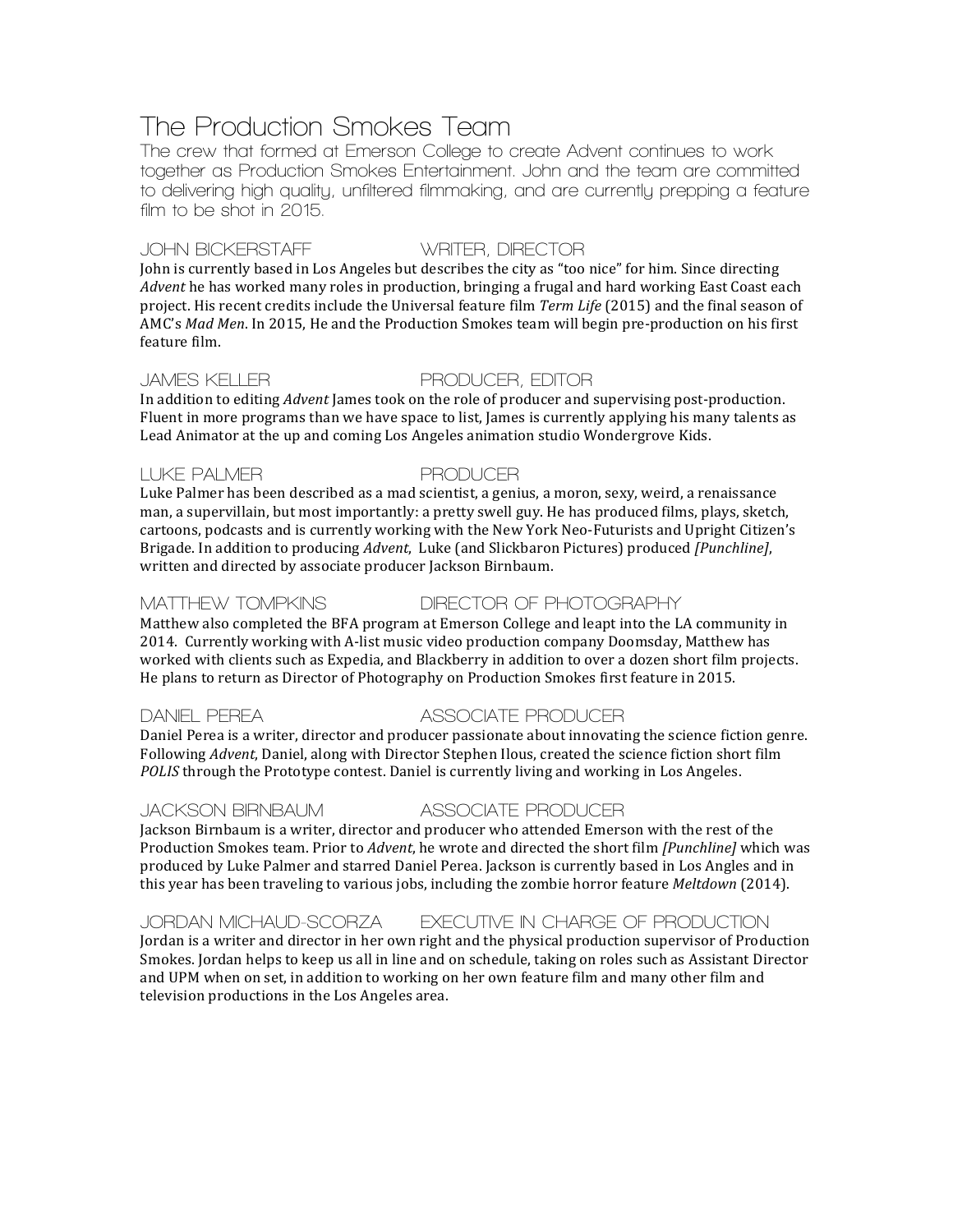# The Production Smokes Team

The crew that formed at Emerson College to create Advent continues to work together as Production Smokes Entertainment. John and the team are committed to delivering high quality, unfiltered filmmaking, and are currently prepping a feature film to be shot in 2015.

### JOHN BICKERSTAFF — WRITER, DIRECTOR

John is currently based in Los Angeles but describes the city as "too nice" for him. Since directing *Advent* he has worked many roles in production, bringing a frugal and hard working East Coast each project. His recent credits include the Universal feature film *Term Life* (2015) and the final season of AMC's *Mad Men*. In 2015, He and the Production Smokes team will begin pre-production on his first feature film.

### JAMES KELLER — PRODUCER, EDITOR

In addition to editing *Advent* James took on the role of producer and supervising post-production. Fluent in more programs than we have space to list, James is currently applying his many talents as Lead Animator at the up and coming Los Angeles animation studio Wondergrove Kids.

### LUKE PALMER — PRODUCER

Luke Palmer has been described as a mad scientist, a genius, a moron, sexy, weird, a renaissance man, a supervillain, but most importantly: a pretty swell guy. He has produced films, plays, sketch, cartoons, podcasts and is currently working with the New York Neo-Futurists and Upright Citizen's Brigade. In addition to producing *Advent*, Luke (and Slickbaron Pictures) produced *[Punchline]*, written and directed by associate producer Jackson Birnbaum.

### MATTHEW TOMPKINS — DIRECTOR OF PHOTOGRAPHY

Matthew also completed the BFA program at Emerson College and leapt into the LA community in 2014. Currently working with A-list music video production company Doomsday, Matthew has worked with clients such as Expedia, and Blackberry in addition to over a dozen short film projects. He plans to return as Director of Photography on Production Smokes first feature in 2015.

### DANIEL PEREA — ASSOCIATE PRODUCER

Daniel Perea is a writer, director and producer passionate about innovating the science fiction genre. Following *Advent*, Daniel, along with Director Stephen Ilous, created the science fiction short film *POLIS* through the Prototype contest. Daniel is currently living and working in Los Angeles.

### JACKSON BIRNBAUM — ASSOCIATE PRODUCER

Jackson Birnbaum is a writer, director and producer who attended Emerson with the rest of the Production Smokes team. Prior to *Advent*, he wrote and directed the short film *[Punchline]* which was produced by Luke Palmer and starred Daniel Perea. Jackson is currently based in Los Angles and in this year has been traveling to various jobs, including the zombie horror feature *Meltdown* (2014).

### JORDAN MICHAUD-SCORZA — EXECUTIVE IN CHARGE OF PRODUCTION

Jordan is a writer and director in her own right and the physical production supervisor of Production Smokes. Jordan helps to keep us all in line and on schedule, taking on roles such as Assistant Director and UPM when on set, in addition to working on her own feature film and many other film and television productions in the Los Angeles area.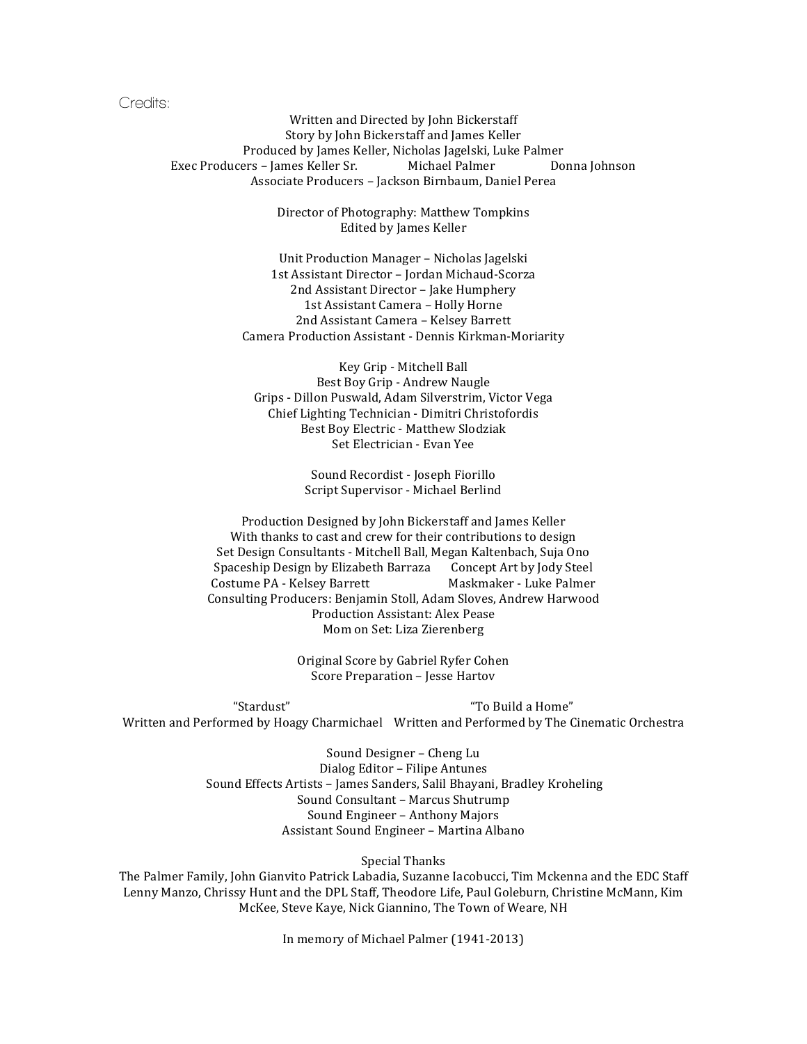Credits:

Written and Directed by John Bickerstaff
Story by John Bickerstaff and James Keller
Produced by James Keller, Nicholas Jagelski, Luke Palmer
Exec Producers – James Keller Sr. Michael Palmer Donna Johnson
Associate Producers – Jackson Birnbaum, Daniel Perea

Director of Photography: Matthew Tompkins
Edited by James Keller

Unit Production Manager – Nicholas Jagelski
1st Assistant Director – Jordan Michaud-Scorza
2nd Assistant Director – Jake Humphery
1st Assistant Camera – Holly Horne
2nd Assistant Camera – Kelsey Barrett
Camera Production Assistant - Dennis Kirkman-Moriarity

Key Grip - Mitchell Ball
Best Boy Grip - Andrew Naugle
Grips - Dillon Puswald, Adam Silverstrim, Victor Vega
Chief Lighting Technician - Dimitri Christofordis
Best Boy Electric - Matthew Slodziak
Set Electrician - Evan Yee

Sound Recordist - Joseph Fiorillo
Script Supervisor - Michael Berlind

Production Designed by John Bickerstaff and James Keller
With thanks to cast and crew for their contributions to design
Set Design Consultants - Mitchell Ball, Megan Kaltenbach, Suja Ono
Spaceship Design by Elizabeth Barraza Concept Art by Jody Steel
Costume PA - Kelsey Barrett Maskmaker - Luke Palmer
Consulting Producers: Benjamin Stoll, Adam Sloves, Andrew Harwood
Production Assistant: Alex Pease
Mom on Set: Liza Zierenberg

Original Score by Gabriel Ryfer Cohen
Score Preparation – Jesse Hartov

"Stardust"
Written and Performed by Hoagy Charmichael

"To Build a Home"
Written and Performed by The Cinematic Orchestra

Sound Designer – Cheng Lu
Dialog Editor – Filipe Antunes
Sound Effects Artists – James Sanders, Salil Bhayani, Bradley Kroheling
Sound Consultant – Marcus Shutrump
Sound Engineer – Anthony Majors
Assistant Sound Engineer – Martina Albano

Special Thanks
The Palmer Family, John Gianvito Patrick Labadia, Suzanne Iacobucci, Tim Mckenna and the EDC Staff
Lenny Manzo, Chrissy Hunt and the DPL Staff, Theodore Life, Paul Goleburn, Christine McMann, Kim McKee, Steve Kaye, Nick Giannino, The Town of Weare, NH

In memory of Michael Palmer (1941-2013)